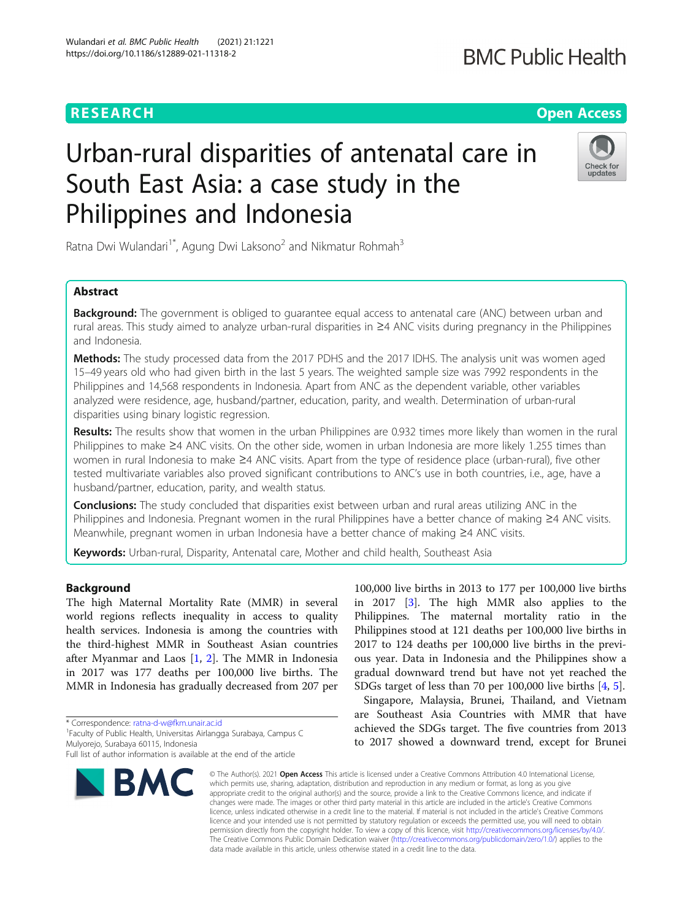RESEARCH

Open Access

# Urban-rural disparities of antenatal care in South East Asia: a case study in the Philippines and Indonesia

Ratna Dwi Wulandari[1*], Agung Dwi Laksono[2] and Nikmatur Rohmah[3]

## Abstract

**Background:** The government is obliged to guarantee equal access to antenatal care (ANC) between urban and rural areas. This study aimed to analyze urban-rural disparities in ≥4 ANC visits during pregnancy in the Philippines and Indonesia.

**Methods:** The study processed data from the 2017 PDHS and the 2017 IDHS. The analysis unit was women aged 15–49 years old who had given birth in the last 5 years. The weighted sample size was 7992 respondents in the Philippines and 14,568 respondents in Indonesia. Apart from ANC as the dependent variable, other variables analyzed were residence, age, husband/partner, education, parity, and wealth. Determination of urban-rural disparities using binary logistic regression.

**Results:** The results show that women in the urban Philippines are 0.932 times more likely than women in the rural Philippines to make ≥4 ANC visits. On the other side, women in urban Indonesia are more likely 1.255 times than women in rural Indonesia to make ≥4 ANC visits. Apart from the type of residence place (urban-rural), five other tested multivariate variables also proved significant contributions to ANC's use in both countries, i.e., age, have a husband/partner, education, parity, and wealth status.

**Conclusions:** The study concluded that disparities exist between urban and rural areas utilizing ANC in the Philippines and Indonesia. Pregnant women in the rural Philippines have a better chance of making ≥4 ANC visits. Meanwhile, pregnant women in urban Indonesia have a better chance of making ≥4 ANC visits.

**Keywords:** Urban-rural, Disparity, Antenatal care, Mother and child health, Southeast Asia

## Background

The high Maternal Mortality Rate (MMR) in several world regions reflects inequality in access to quality health services. Indonesia is among the countries with the third-highest MMR in Southeast Asian countries after Myanmar and Laos [1, 2]. The MMR in Indonesia in 2017 was 177 deaths per 100,000 live births. The MMR in Indonesia has gradually decreased from 207 per 100,000 live births in 2013 to 177 per 100,000 live births in 2017 [3]. The high MMR also applies to the Philippines. The maternal mortality ratio in the Philippines stood at 121 deaths per 100,000 live births in 2017 to 124 deaths per 100,000 live births in the previous year. Data in Indonesia and the Philippines show a gradual downward trend but have not yet reached the SDGs target of less than 70 per 100,000 live births [4, 5].

Singapore, Malaysia, Brunei, Thailand, and Vietnam are Southeast Asia Countries with MMR that have achieved the SDGs target. The five countries from 2013 to 2017 showed a downward trend, except for Brunei

\* Correspondence: ratna-d-w@fkm.unair.ac.id
[1]Faculty of Public Health, Universitas Airlangga Surabaya, Campus C Mulyorejo, Surabaya 60115, Indonesia
Full list of author information is available at the end of the article

© The Author(s). 2021 **Open Access** This article is licensed under a Creative Commons Attribution 4.0 International License, which permits use, sharing, adaptation, distribution and reproduction in any medium or format, as long as you give appropriate credit to the original author(s) and the source, provide a link to the Creative Commons licence, and indicate if changes were made. The images or other third party material in this article are included in the article's Creative Commons licence, unless indicated otherwise in a credit line to the material. If material is not included in the article's Creative Commons licence and your intended use is not permitted by statutory regulation or exceeds the permitted use, you will need to obtain permission directly from the copyright holder. To view a copy of this licence, visit http://creativecommons.org/licenses/by/4.0/. The Creative Commons Public Domain Dedication waiver (http://creativecommons.org/publicdomain/zero/1.0/) applies to the data made available in this article, unless otherwise stated in a credit line to the data.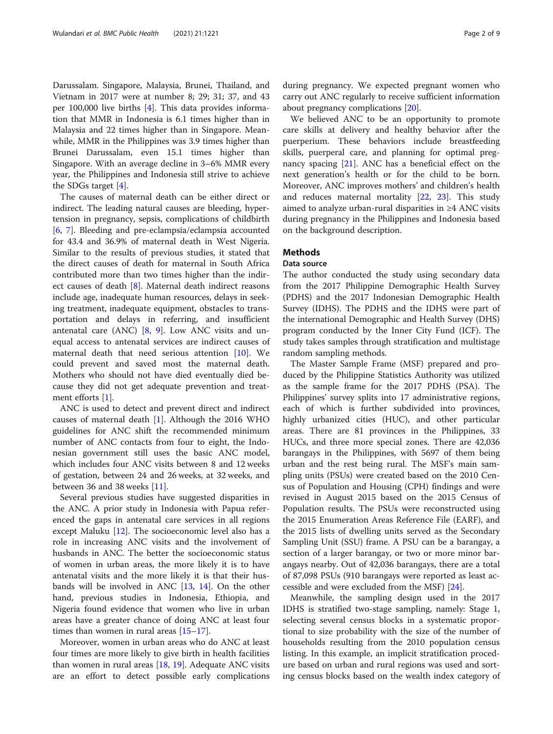Darussalam. Singapore, Malaysia, Brunei, Thailand, and Vietnam in 2017 were at number 8; 29; 31; 37, and 43 per 100,000 live births [4]. This data provides information that MMR in Indonesia is 6.1 times higher than in Malaysia and 22 times higher than in Singapore. Meanwhile, MMR in the Philippines was 3.9 times higher than Brunei Darussalam, even 15.1 times higher than Singapore. With an average decline in 3–6% MMR every year, the Philippines and Indonesia still strive to achieve the SDGs target [4].

The causes of maternal death can be either direct or indirect. The leading natural causes are bleeding, hypertension in pregnancy, sepsis, complications of childbirth [6, 7]. Bleeding and pre-eclampsia/eclampsia accounted for 43.4 and 36.9% of maternal death in West Nigeria. Similar to the results of previous studies, it stated that the direct causes of death for maternal in South Africa contributed more than two times higher than the indirect causes of death [8]. Maternal death indirect reasons include age, inadequate human resources, delays in seeking treatment, inadequate equipment, obstacles to transportation and delays in referring, and insufficient antenatal care (ANC) [8, 9]. Low ANC visits and unequal access to antenatal services are indirect causes of maternal death that need serious attention [10]. We could prevent and saved most the maternal death. Mothers who should not have died eventually died because they did not get adequate prevention and treatment efforts [1].

ANC is used to detect and prevent direct and indirect causes of maternal death [1]. Although the 2016 WHO guidelines for ANC shift the recommended minimum number of ANC contacts from four to eight, the Indonesian government still uses the basic ANC model, which includes four ANC visits between 8 and 12 weeks of gestation, between 24 and 26 weeks, at 32 weeks, and between 36 and 38 weeks [11].

Several previous studies have suggested disparities in the ANC. A prior study in Indonesia with Papua referenced the gaps in antenatal care services in all regions except Maluku [12]. The socioeconomic level also has a role in increasing ANC visits and the involvement of husbands in ANC. The better the socioeconomic status of women in urban areas, the more likely it is to have antenatal visits and the more likely it is that their husbands will be involved in ANC [13, 14]. On the other hand, previous studies in Indonesia, Ethiopia, and Nigeria found evidence that women who live in urban areas have a greater chance of doing ANC at least four times than women in rural areas [15–17].

Moreover, women in urban areas who do ANC at least four times are more likely to give birth in health facilities than women in rural areas [18, 19]. Adequate ANC visits are an effort to detect possible early complications during pregnancy. We expected pregnant women who carry out ANC regularly to receive sufficient information about pregnancy complications [20].

We believed ANC to be an opportunity to promote care skills at delivery and healthy behavior after the puerperium. These behaviors include breastfeeding skills, puerperal care, and planning for optimal pregnancy spacing [21]. ANC has a beneficial effect on the next generation's health or for the child to be born. Moreover, ANC improves mothers' and children's health and reduces maternal mortality [22, 23]. This study aimed to analyze urban-rural disparities in ≥4 ANC visits during pregnancy in the Philippines and Indonesia based on the background description.

## Methods

### Data source

The author conducted the study using secondary data from the 2017 Philippine Demographic Health Survey (PDHS) and the 2017 Indonesian Demographic Health Survey (IDHS). The PDHS and the IDHS were part of the international Demographic and Health Survey (DHS) program conducted by the Inner City Fund (ICF). The study takes samples through stratification and multistage random sampling methods.

The Master Sample Frame (MSF) prepared and produced by the Philippine Statistics Authority was utilized as the sample frame for the 2017 PDHS (PSA). The Philippines' survey splits into 17 administrative regions, each of which is further subdivided into provinces, highly urbanized cities (HUC), and other particular areas. There are 81 provinces in the Philippines, 33 HUCs, and three more special zones. There are 42,036 barangays in the Philippines, with 5697 of them being urban and the rest being rural. The MSF's main sampling units (PSUs) were created based on the 2010 Census of Population and Housing (CPH) findings and were revised in August 2015 based on the 2015 Census of Population results. The PSUs were reconstructed using the 2015 Enumeration Areas Reference File (EARF), and the 2015 lists of dwelling units served as the Secondary Sampling Unit (SSU) frame. A PSU can be a barangay, a section of a larger barangay, or two or more minor barangays nearby. Out of 42,036 barangays, there are a total of 87,098 PSUs (910 barangays were reported as least accessible and were excluded from the MSF) [24].

Meanwhile, the sampling design used in the 2017 IDHS is stratified two-stage sampling, namely: Stage 1, selecting several census blocks in a systematic proportional to size probability with the size of the number of households resulting from the 2010 population census listing. In this example, an implicit stratification procedure based on urban and rural regions was used and sorting census blocks based on the wealth index category of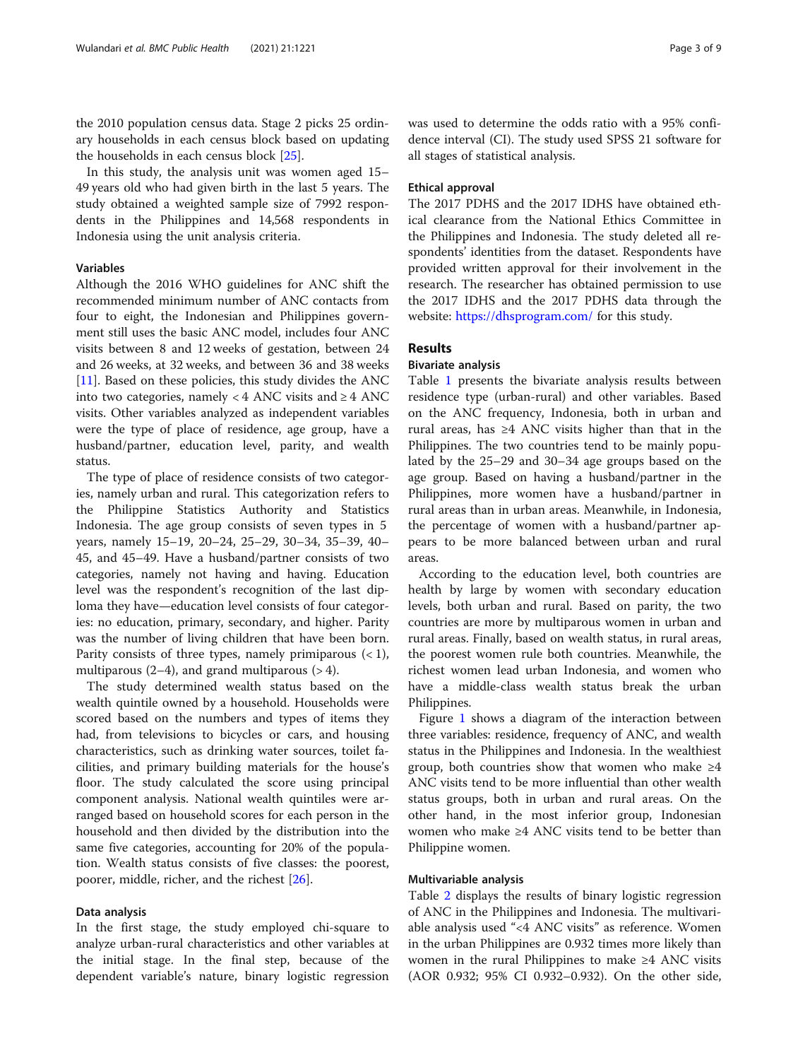the 2010 population census data. Stage 2 picks 25 ordinary households in each census block based on updating the households in each census block [25].

In this study, the analysis unit was women aged 15–49 years old who had given birth in the last 5 years. The study obtained a weighted sample size of 7992 respondents in the Philippines and 14,568 respondents in Indonesia using the unit analysis criteria.

### Variables

Although the 2016 WHO guidelines for ANC shift the recommended minimum number of ANC contacts from four to eight, the Indonesian and Philippines government still uses the basic ANC model, includes four ANC visits between 8 and 12 weeks of gestation, between 24 and 26 weeks, at 32 weeks, and between 36 and 38 weeks [11]. Based on these policies, this study divides the ANC into two categories, namely < 4 ANC visits and ≥ 4 ANC visits. Other variables analyzed as independent variables were the type of place of residence, age group, have a husband/partner, education level, parity, and wealth status.

The type of place of residence consists of two categories, namely urban and rural. This categorization refers to the Philippine Statistics Authority and Statistics Indonesia. The age group consists of seven types in 5 years, namely 15–19, 20–24, 25–29, 30–34, 35–39, 40–45, and 45–49. Have a husband/partner consists of two categories, namely not having and having. Education level was the respondent's recognition of the last diploma they have—education level consists of four categories: no education, primary, secondary, and higher. Parity was the number of living children that have been born. Parity consists of three types, namely primiparous (< 1), multiparous (2–4), and grand multiparous (> 4).

The study determined wealth status based on the wealth quintile owned by a household. Households were scored based on the numbers and types of items they had, from televisions to bicycles or cars, and housing characteristics, such as drinking water sources, toilet facilities, and primary building materials for the house's floor. The study calculated the score using principal component analysis. National wealth quintiles were arranged based on household scores for each person in the household and then divided by the distribution into the same five categories, accounting for 20% of the population. Wealth status consists of five classes: the poorest, poorer, middle, richer, and the richest [26].

### Data analysis

In the first stage, the study employed chi-square to analyze urban-rural characteristics and other variables at the initial stage. In the final step, because of the dependent variable's nature, binary logistic regression was used to determine the odds ratio with a 95% confidence interval (CI). The study used SPSS 21 software for all stages of statistical analysis.

### Ethical approval

The 2017 PDHS and the 2017 IDHS have obtained ethical clearance from the National Ethics Committee in the Philippines and Indonesia. The study deleted all respondents' identities from the dataset. Respondents have provided written approval for their involvement in the research. The researcher has obtained permission to use the 2017 IDHS and the 2017 PDHS data through the website: https://dhsprogram.com/ for this study.

## Results

### Bivariate analysis

Table 1 presents the bivariate analysis results between residence type (urban-rural) and other variables. Based on the ANC frequency, Indonesia, both in urban and rural areas, has ≥4 ANC visits higher than that in the Philippines. The two countries tend to be mainly populated by the 25–29 and 30–34 age groups based on the age group. Based on having a husband/partner in the Philippines, more women have a husband/partner in rural areas than in urban areas. Meanwhile, in Indonesia, the percentage of women with a husband/partner appears to be more balanced between urban and rural areas.

According to the education level, both countries are health by large by women with secondary education levels, both urban and rural. Based on parity, the two countries are more by multiparous women in urban and rural areas. Finally, based on wealth status, in rural areas, the poorest women rule both countries. Meanwhile, the richest women lead urban Indonesia, and women who have a middle-class wealth status break the urban Philippines.

Figure 1 shows a diagram of the interaction between three variables: residence, frequency of ANC, and wealth status in the Philippines and Indonesia. In the wealthiest group, both countries show that women who make ≥4 ANC visits tend to be more influential than other wealth status groups, both in urban and rural areas. On the other hand, in the most inferior group, Indonesian women who make ≥4 ANC visits tend to be better than Philippine women.

### Multivariable analysis

Table 2 displays the results of binary logistic regression of ANC in the Philippines and Indonesia. The multivariable analysis used "<4 ANC visits" as reference. Women in the urban Philippines are 0.932 times more likely than women in the rural Philippines to make ≥4 ANC visits (AOR 0.932; 95% CI 0.932–0.932). On the other side,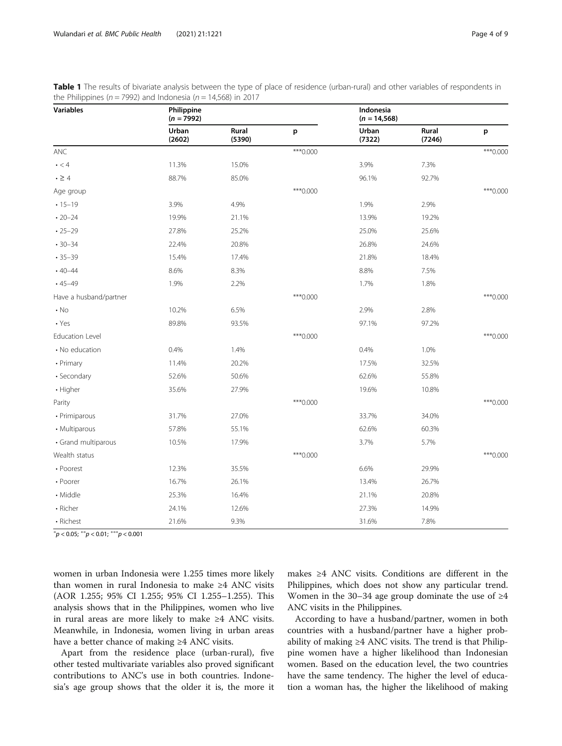**Table 1** The results of bivariate analysis between the type of place of residence (urban-rural) and other variables of respondents in the Philippines ($n = 7992$) and Indonesia ($n = 14,568$) in 2017

| Variables | Philippine ($n = 7992$) | | | Indonesia ($n = 14,568$) | | |
|---|---|---|---|---|---|---|
| | Urban (2602) | Rural (5390) | p | Urban (7322) | Rural (7246) | p |
| ANC | | | ***0.000 | | | ***0.000 |
| • < 4 | 11.3% | 15.0% | | 3.9% | 7.3% | |
| • ≥ 4 | 88.7% | 85.0% | | 96.1% | 92.7% | |
| Age group | | | ***0.000 | | | ***0.000 |
| • 15–19 | 3.9% | 4.9% | | 1.9% | 2.9% | |
| • 20–24 | 19.9% | 21.1% | | 13.9% | 19.2% | |
| • 25–29 | 27.8% | 25.2% | | 25.0% | 25.6% | |
| • 30–34 | 22.4% | 20.8% | | 26.8% | 24.6% | |
| • 35–39 | 15.4% | 17.4% | | 21.8% | 18.4% | |
| • 40–44 | 8.6% | 8.3% | | 8.8% | 7.5% | |
| • 45–49 | 1.9% | 2.2% | | 1.7% | 1.8% | |
| Have a husband/partner | | | ***0.000 | | | ***0.000 |
| • No | 10.2% | 6.5% | | 2.9% | 2.8% | |
| • Yes | 89.8% | 93.5% | | 97.1% | 97.2% | |
| Education Level | | | ***0.000 | | | ***0.000 |
| • No education | 0.4% | 1.4% | | 0.4% | 1.0% | |
| • Primary | 11.4% | 20.2% | | 17.5% | 32.5% | |
| • Secondary | 52.6% | 50.6% | | 62.6% | 55.8% | |
| • Higher | 35.6% | 27.9% | | 19.6% | 10.8% | |
| Parity | | | ***0.000 | | | ***0.000 |
| • Primiparous | 31.7% | 27.0% | | 33.7% | 34.0% | |
| • Multiparous | 57.8% | 55.1% | | 62.6% | 60.3% | |
| • Grand multiparous | 10.5% | 17.9% | | 3.7% | 5.7% | |
| Wealth status | | | ***0.000 | | | ***0.000 |
| • Poorest | 12.3% | 35.5% | | 6.6% | 29.9% | |
| • Poorer | 16.7% | 26.1% | | 13.4% | 26.7% | |
| • Middle | 25.3% | 16.4% | | 21.1% | 20.8% | |
| • Richer | 24.1% | 12.6% | | 27.3% | 14.9% | |
| • Richest | 21.6% | 9.3% | | 31.6% | 7.8% | |

*$p < 0.05$; **$p < 0.01$; ***$p < 0.001$

women in urban Indonesia were 1.255 times more likely than women in rural Indonesia to make ≥4 ANC visits (AOR 1.255; 95% CI 1.255; 95% CI 1.255–1.255). This analysis shows that in the Philippines, women who live in rural areas are more likely to make ≥4 ANC visits. Meanwhile, in Indonesia, women living in urban areas have a better chance of making ≥4 ANC visits.

Apart from the residence place (urban-rural), five other tested multivariate variables also proved significant contributions to ANC's use in both countries. Indonesia's age group shows that the older it is, the more it makes ≥4 ANC visits. Conditions are different in the Philippines, which does not show any particular trend. Women in the 30–34 age group dominate the use of ≥4 ANC visits in the Philippines.

According to have a husband/partner, women in both countries with a husband/partner have a higher probability of making ≥4 ANC visits. The trend is that Philippine women have a higher likelihood than Indonesian women. Based on the education level, the two countries have the same tendency. The higher the level of education a woman has, the higher the likelihood of making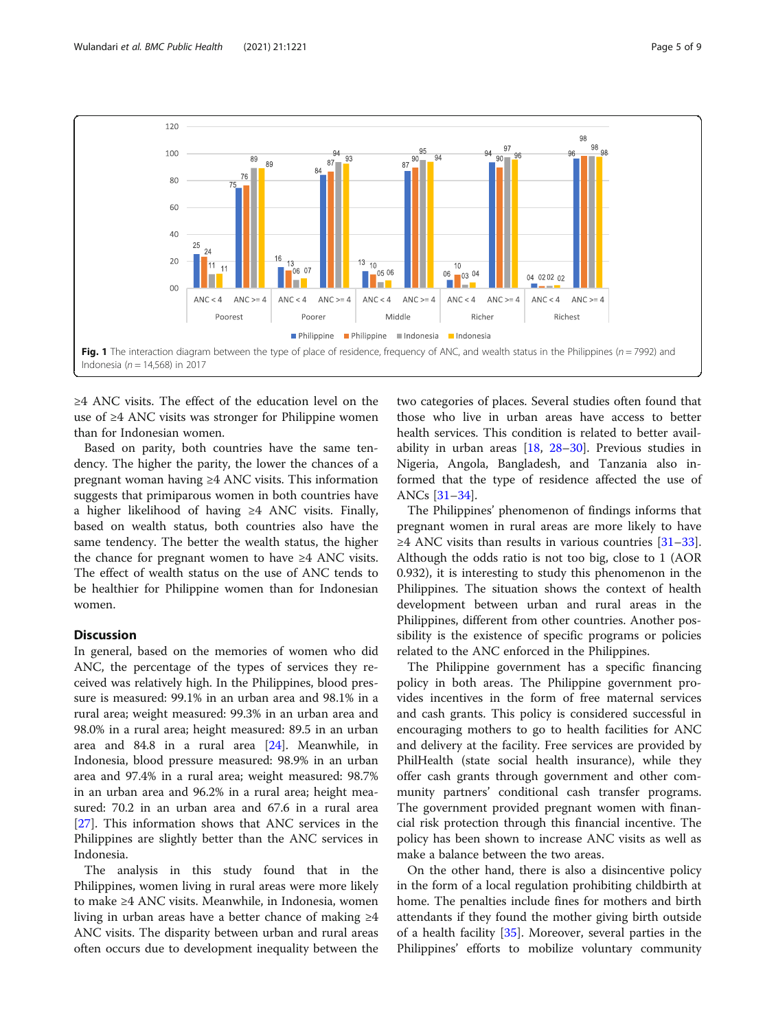**Fig. 1** The interaction diagram between the type of place of residence, frequency of ANC, and wealth status in the Philippines (n = 7992) and Indonesia (n = 14,568) in 2017

≥4 ANC visits. The effect of the education level on the use of ≥4 ANC visits was stronger for Philippine women than for Indonesian women.

Based on parity, both countries have the same tendency. The higher the parity, the lower the chances of a pregnant woman having ≥4 ANC visits. This information suggests that primiparous women in both countries have a higher likelihood of having ≥4 ANC visits. Finally, based on wealth status, both countries also have the same tendency. The better the wealth status, the higher the chance for pregnant women to have ≥4 ANC visits. The effect of wealth status on the use of ANC tends to be healthier for Philippine women than for Indonesian women.

## Discussion

In general, based on the memories of women who did ANC, the percentage of the types of services they received was relatively high. In the Philippines, blood pressure is measured: 99.1% in an urban area and 98.1% in a rural area; weight measured: 99.3% in an urban area and 98.0% in a rural area; height measured: 89.5 in an urban area and 84.8 in a rural area [24]. Meanwhile, in Indonesia, blood pressure measured: 98.9% in an urban area and 97.4% in a rural area; weight measured: 98.7% in an urban area and 96.2% in a rural area; height measured: 70.2 in an urban area and 67.6 in a rural area [27]. This information shows that ANC services in the Philippines are slightly better than the ANC services in Indonesia.

The analysis in this study found that in the Philippines, women living in rural areas were more likely to make ≥4 ANC visits. Meanwhile, in Indonesia, women living in urban areas have a better chance of making ≥4 ANC visits. The disparity between urban and rural areas often occurs due to development inequality between the two categories of places. Several studies often found that those who live in urban areas have access to better health services. This condition is related to better availability in urban areas [18, 28–30]. Previous studies in Nigeria, Angola, Bangladesh, and Tanzania also informed that the type of residence affected the use of ANCs [31–34].

The Philippines' phenomenon of findings informs that pregnant women in rural areas are more likely to have ≥4 ANC visits than results in various countries [31–33]. Although the odds ratio is not too big, close to 1 (AOR 0.932), it is interesting to study this phenomenon in the Philippines. The situation shows the context of health development between urban and rural areas in the Philippines, different from other countries. Another possibility is the existence of specific programs or policies related to the ANC enforced in the Philippines.

The Philippine government has a specific financing policy in both areas. The Philippine government provides incentives in the form of free maternal services and cash grants. This policy is considered successful in encouraging mothers to go to health facilities for ANC and delivery at the facility. Free services are provided by PhilHealth (state social health insurance), while they offer cash grants through government and other community partners' conditional cash transfer programs. The government provided pregnant women with financial risk protection through this financial incentive. The policy has been shown to increase ANC visits as well as make a balance between the two areas.

On the other hand, there is also a disincentive policy in the form of a local regulation prohibiting childbirth at home. The penalties include fines for mothers and birth attendants if they found the mother giving birth outside of a health facility [35]. Moreover, several parties in the Philippines' efforts to mobilize voluntary community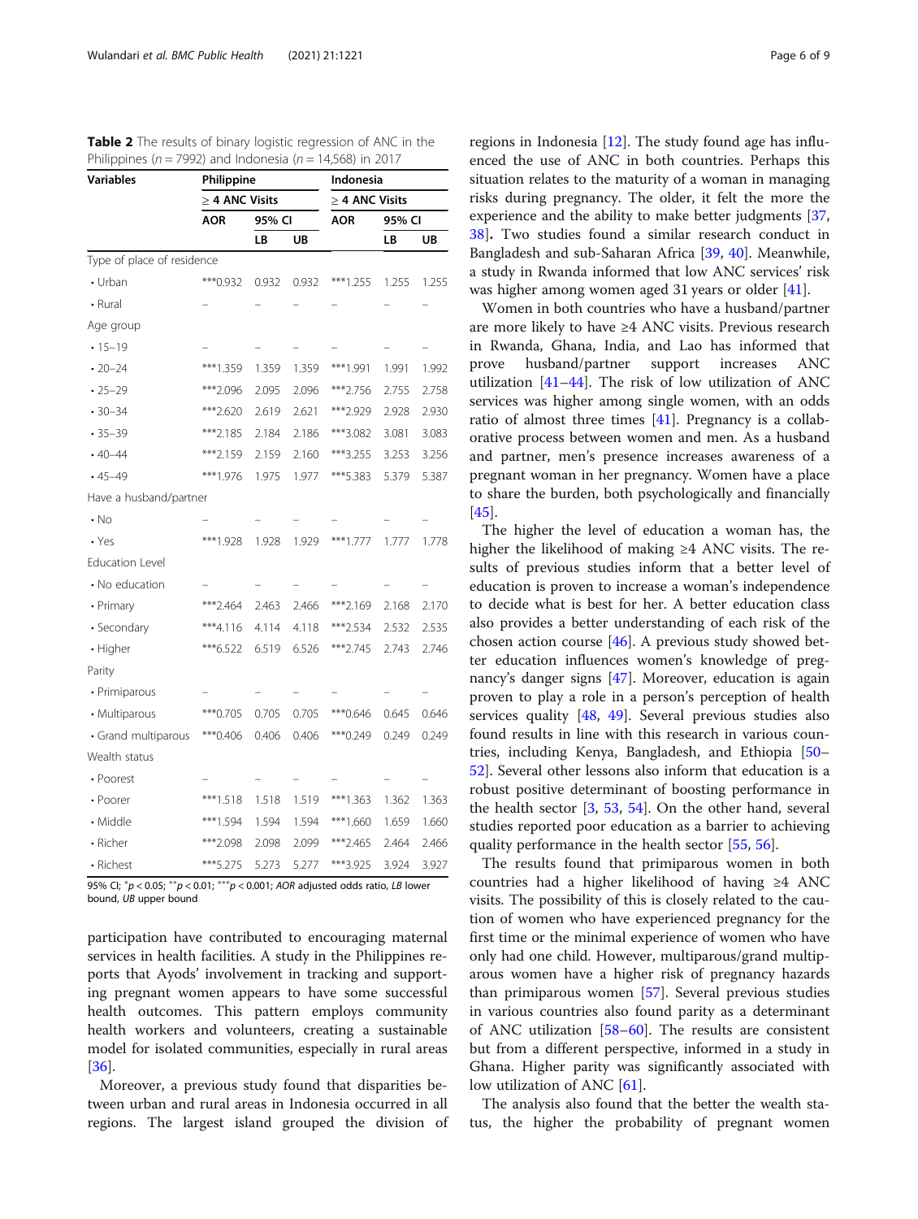**Table 2** The results of binary logistic regression of ANC in the Philippines ($n = 7992$) and Indonesia ($n = 14{,}568$) in 2017

| Variables | Philippine | | | Indonesia | | |
|---|---|---|---|---|---|---|
| | ≥ 4 ANC Visits | | | ≥ 4 ANC Visits | | |
| | AOR | 95% CI | | AOR | 95% CI | |
| | | LB | UB | | LB | UB |
| Type of place of residence | | | | | | |
| • Urban | ***0.932 | 0.932 | 0.932 | ***1.255 | 1.255 | 1.255 |
| • Rural | – | – | – | – | – | – |
| Age group | | | | | | |
| • 15–19 | – | – | – | – | – | – |
| • 20–24 | ***1.359 | 1.359 | 1.359 | ***1.991 | 1.991 | 1.992 |
| • 25–29 | ***2.096 | 2.095 | 2.096 | ***2.756 | 2.755 | 2.758 |
| • 30–34 | ***2.620 | 2.619 | 2.621 | ***2.929 | 2.928 | 2.930 |
| • 35–39 | ***2.185 | 2.184 | 2.186 | ***3.082 | 3.081 | 3.083 |
| • 40–44 | ***2.159 | 2.159 | 2.160 | ***3.255 | 3.253 | 3.256 |
| • 45–49 | ***1.976 | 1.975 | 1.977 | ***5.383 | 5.379 | 5.387 |
| Have a husband/partner | | | | | | |
| • No | – | – | – | – | – | – |
| • Yes | ***1.928 | 1.928 | 1.929 | ***1.777 | 1.777 | 1.778 |
| Education Level | | | | | | |
| • No education | – | – | – | – | – | – |
| • Primary | ***2.464 | 2.463 | 2.466 | ***2.169 | 2.168 | 2.170 |
| • Secondary | ***4.116 | 4.114 | 4.118 | ***2.534 | 2.532 | 2.535 |
| • Higher | ***6.522 | 6.519 | 6.526 | ***2.745 | 2.743 | 2.746 |
| Parity | | | | | | |
| • Primiparous | – | – | – | – | – | – |
| • Multiparous | ***0.705 | 0.705 | 0.705 | ***0.646 | 0.645 | 0.646 |
| • Grand multiparous | ***0.406 | 0.406 | 0.406 | ***0.249 | 0.249 | 0.249 |
| Wealth status | | | | | | |
| • Poorest | – | – | – | – | – | – |
| • Poorer | ***1.518 | 1.518 | 1.519 | ***1.363 | 1.362 | 1.363 |
| • Middle | ***1.594 | 1.594 | 1.594 | ***1.660 | 1.659 | 1.660 |
| • Richer | ***2.098 | 2.098 | 2.099 | ***2.465 | 2.464 | 2.466 |
| • Richest | ***5.275 | 5.273 | 5.277 | ***3.925 | 3.924 | 3.927 |

95% CI; $^{*}p < 0.05$; $^{**}p < 0.01$; $^{***}p < 0.001$; *AOR* adjusted odds ratio, *LB* lower bound, *UB* upper bound

participation have contributed to encouraging maternal services in health facilities. A study in the Philippines reports that Ayods' involvement in tracking and supporting pregnant women appears to have some successful health outcomes. This pattern employs community health workers and volunteers, creating a sustainable model for isolated communities, especially in rural areas [36].

Moreover, a previous study found that disparities between urban and rural areas in Indonesia occurred in all regions. The largest island grouped the division of regions in Indonesia [12]. The study found age has influenced the use of ANC in both countries. Perhaps this situation relates to the maturity of a woman in managing risks during pregnancy. The older, it felt the more the experience and the ability to make better judgments [37, 38]. Two studies found a similar research conduct in Bangladesh and sub-Saharan Africa [39, 40]. Meanwhile, a study in Rwanda informed that low ANC services' risk was higher among women aged 31 years or older [41].

Women in both countries who have a husband/partner are more likely to have ≥4 ANC visits. Previous research in Rwanda, Ghana, India, and Lao has informed that prove husband/partner support increases ANC utilization [41–44]. The risk of low utilization of ANC services was higher among single women, with an odds ratio of almost three times [41]. Pregnancy is a collaborative process between women and men. As a husband and partner, men's presence increases awareness of a pregnant woman in her pregnancy. Women have a place to share the burden, both psychologically and financially [45].

The higher the level of education a woman has, the higher the likelihood of making ≥4 ANC visits. The results of previous studies inform that a better level of education is proven to increase a woman's independence to decide what is best for her. A better education class also provides a better understanding of each risk of the chosen action course [46]. A previous study showed better education influences women's knowledge of pregnancy's danger signs [47]. Moreover, education is again proven to play a role in a person's perception of health services quality [48, 49]. Several previous studies also found results in line with this research in various countries, including Kenya, Bangladesh, and Ethiopia [50–52]. Several other lessons also inform that education is a robust positive determinant of boosting performance in the health sector [3, 53, 54]. On the other hand, several studies reported poor education as a barrier to achieving quality performance in the health sector [55, 56].

The results found that primiparous women in both countries had a higher likelihood of having ≥4 ANC visits. The possibility of this is closely related to the caution of women who have experienced pregnancy for the first time or the minimal experience of women who have only had one child. However, multiparous/grand multiparous women have a higher risk of pregnancy hazards than primiparous women [57]. Several previous studies in various countries also found parity as a determinant of ANC utilization [58–60]. The results are consistent but from a different perspective, informed in a study in Ghana. Higher parity was significantly associated with low utilization of ANC [61].

The analysis also found that the better the wealth status, the higher the probability of pregnant women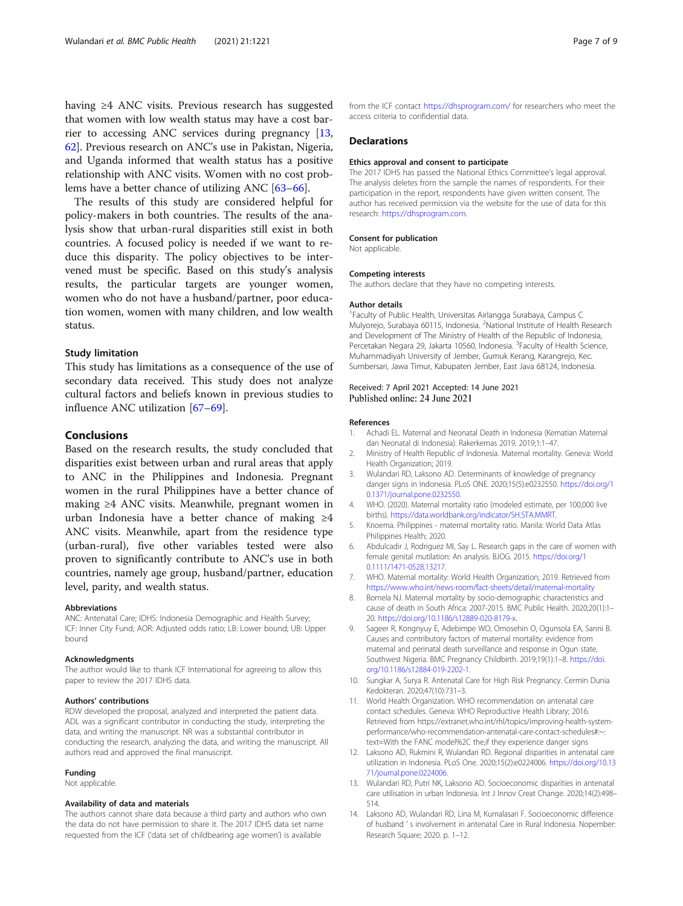having ≥4 ANC visits. Previous research has suggested that women with low wealth status may have a cost barrier to accessing ANC services during pregnancy [13, 62]. Previous research on ANC's use in Pakistan, Nigeria, and Uganda informed that wealth status has a positive relationship with ANC visits. Women with no cost problems have a better chance of utilizing ANC [63–66].

The results of this study are considered helpful for policy-makers in both countries. The results of the analysis show that urban-rural disparities still exist in both countries. A focused policy is needed if we want to reduce this disparity. The policy objectives to be intervened must be specific. Based on this study's analysis results, the particular targets are younger women, women who do not have a husband/partner, poor education women, women with many children, and low wealth status.

### Study limitation

This study has limitations as a consequence of the use of secondary data received. This study does not analyze cultural factors and beliefs known in previous studies to influence ANC utilization [67–69].

## Conclusions

Based on the research results, the study concluded that disparities exist between urban and rural areas that apply to ANC in the Philippines and Indonesia. Pregnant women in the rural Philippines have a better chance of making ≥4 ANC visits. Meanwhile, pregnant women in urban Indonesia have a better chance of making ≥4 ANC visits. Meanwhile, apart from the residence type (urban-rural), five other variables tested were also proven to significantly contribute to ANC's use in both countries, namely age group, husband/partner, education level, parity, and wealth status.

#### Abbreviations

ANC: Antenatal Care; IDHS: Indonesia Demographic and Health Survey; ICF: Inner City Fund; AOR: Adjusted odds ratio; LB: Lower bound; UB: Upper bound

#### Acknowledgments

The author would like to thank ICF International for agreeing to allow this paper to review the 2017 IDHS data.

#### Authors' contributions

RDW developed the proposal, analyzed and interpreted the patient data. ADL was a significant contributor in conducting the study, interpreting the data, and writing the manuscript. NR was a substantial contributor in conducting the research, analyzing the data, and writing the manuscript. All authors read and approved the final manuscript.

#### Funding

Not applicable.

#### Availability of data and materials

The authors cannot share data because a third party and authors who own the data do not have permission to share it. The 2017 IDHS data set name requested from the ICF ('data set of childbearing age women') is available from the ICF contact https://dhsprogram.com/ for researchers who meet the access criteria to confidential data.

## Declarations

#### Ethics approval and consent to participate

The 2017 IDHS has passed the National Ethics Committee's legal approval. The analysis deletes from the sample the names of respondents. For their participation in the report, respondents have given written consent. The author has received permission via the website for the use of data for this research: https://dhsprogram.com.

#### Consent for publication

Not applicable.

#### Competing interests

The authors declare that they have no competing interests.

#### Author details

[1]Faculty of Public Health, Universitas Airlangga Surabaya, Campus C Mulyorejo, Surabaya 60115, Indonesia. [2]National Institute of Health Research and Development of The Ministry of Health of the Republic of Indonesia, Percetakan Negara 29, Jakarta 10560, Indonesia. [3]Faculty of Health Science, Muhammadiyah University of Jember, Gumuk Kerang, Karangrejo, Kec. Sumbersari, Jawa Timur, Kabupaten Jember, East Java 68124, Indonesia.

Received: 7 April 2021 Accepted: 14 June 2021
Published online: 24 June 2021

#### References

1. Achadi EL. Maternal and Neonatal Death in Indonesia (Kematian Maternal dan Neonatal di Indonesia). Rakerkernas 2019. 2019;1:1–47.
2. Ministry of Health Republic of Indonesia. Maternal mortality. Geneva: World Health Organization; 2019.
3. Wulandari RD, Laksono AD. Determinants of knowledge of pregnancy danger signs in Indonesia. PLoS ONE. 2020;15(5):e0232550. https://doi.org/10.1371/journal.pone.0232550.
4. WHO. (2020). Maternal mortality ratio (modeled estimate, per 100,000 live births). https://data.worldbank.org/indicator/SH.STA.MMRT.
5. Knoema. Philippines - maternal mortality ratio. Manila: World Data Atlas Philippines Health; 2020.
6. Abdulcadir J, Rodriguez MI, Say L. Research gaps in the care of women with female genital mutilation: An analysis. BJOG. 2015. https://doi.org/10.1111/1471-0528.13217.
7. WHO. Maternal mortality: World Health Organization; 2019. Retrieved from https://www.who.int/news-room/fact-sheets/detail/maternal-mortality
8. Bomela NJ. Maternal mortality by socio-demographic characteristics and cause of death in South Africa: 2007-2015. BMC Public Health. 2020;20(1):1–20. https://doi.org/10.1186/s12889-020-8179-x.
9. Sageer R, Kongnyuy E, Adebimpe WO, Omosehin O, Ogunsola EA, Sanni B. Causes and contributory factors of maternal mortality: evidence from maternal and perinatal death surveillance and response in Ogun state, Southwest Nigeria. BMC Pregnancy Childbirth. 2019;19(1):1–8. https://doi.org/10.1186/s12884-019-2202-1.
10. Sungkar A, Surya R. Antenatal Care for High Risk Pregnancy. Cermin Dunia Kedokteran. 2020;47(10):731–3.
11. World Health Organization. WHO recommendation on antenatal care contact schedules. Geneva: WHO Reproductive Health Library; 2016. Retrieved from https://extranet.who.int/rhl/topics/improving-health-system-performance/who-recommendation-antenatal-care-contact-schedules#:~:text=With the FANC model%2C the,if they experience danger signs
12. Laksono AD, Rukmini R, Wulandari RD. Regional disparities in antenatal care utilization in Indonesia. PLoS One. 2020;15(2):e0224006. https://doi.org/10.1371/journal.pone.0224006.
13. Wulandari RD, Putri NK, Laksono AD. Socioeconomic disparities in antenatal care utilisation in urban Indonesia. Int J Innov Creat Change. 2020;14(2):498–514.
14. Laksono AD, Wulandari RD, Lina M, Kumalasari F. Socioeconomic difference of husband ' s involvement in antenatal Care in Rural Indonesia. Nopember: Research Square; 2020. p. 1–12.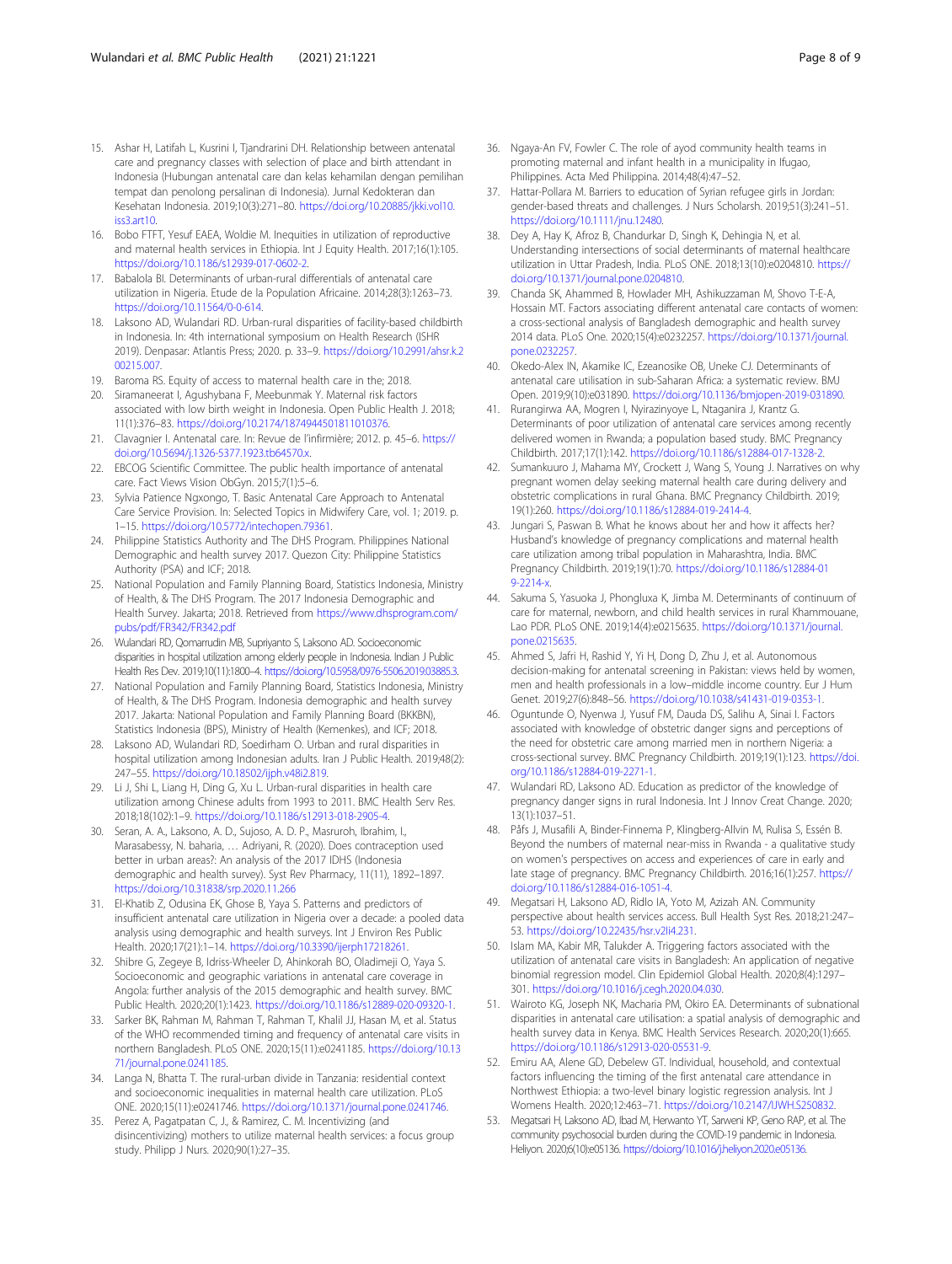15. Ashar H, Latifah L, Kusrini I, Tjandrarini DH. Relationship between antenatal care and pregnancy classes with selection of place and birth attendant in Indonesia (Hubungan antenatal care dan kelas kehamilan dengan pemilihan tempat dan penolong persalinan di Indonesia). Jurnal Kedokteran dan Kesehatan Indonesia. 2019;10(3):271–80. https://doi.org/10.20885/jkki.vol10.iss3.art10.
16. Bobo FTFT, Yesuf EAEA, Woldie M. Inequities in utilization of reproductive and maternal health services in Ethiopia. Int J Equity Health. 2017;16(1):105. https://doi.org/10.1186/s12939-017-0602-2.
17. Babalola BI. Determinants of urban-rural differentials of antenatal care utilization in Nigeria. Etude de la Population Africaine. 2014;28(3):1263–73. https://doi.org/10.11564/0-0-614.
18. Laksono AD, Wulandari RD. Urban-rural disparities of facility-based childbirth in Indonesia. In: 4th international symposium on Health Research (ISHR 2019). Denpasar: Atlantis Press; 2020. p. 33–9. https://doi.org/10.2991/ahsr.k.200215.007.
19. Baroma RS. Equity of access to maternal health care in the; 2018.
20. Siramaneerat I, Agushybana F, Meebunmak Y. Maternal risk factors associated with low birth weight in Indonesia. Open Public Health J. 2018; 11(1):376–83. https://doi.org/10.2174/1874944501811010376.
21. Clavagnier I. Antenatal care. In: Revue de l'infirmière; 2012. p. 45–6. https://doi.org/10.5694/j.1326-5377.1923.tb64570.x.
22. EBCOG Scientific Committee. The public health importance of antenatal care. Fact Views Vision ObGyn. 2015;7(1):5–6.
23. Sylvia Patience Ngxongo, T. Basic Antenatal Care Approach to Antenatal Care Service Provision. In: Selected Topics in Midwifery Care, vol. 1; 2019. p. 1–15. https://doi.org/10.5772/intechopen.79361.
24. Philippine Statistics Authority and The DHS Program. Philippines National Demographic and health survey 2017. Quezon City: Philippine Statistics Authority (PSA) and ICF; 2018.
25. National Population and Family Planning Board, Statistics Indonesia, Ministry of Health, & The DHS Program. The 2017 Indonesia Demographic and Health Survey. Jakarta; 2018. Retrieved from https://www.dhsprogram.com/pubs/pdf/FR342/FR342.pdf
26. Wulandari RD, Qomarrudin MB, Supriyanto S, Laksono AD. Socioeconomic disparities in hospital utilization among elderly people in Indonesia. Indian J Public Health Res Dev. 2019;10(11):1800–4. https://doi.org/10.5958/0976-5506.2019.03885.3.
27. National Population and Family Planning Board, Statistics Indonesia, Ministry of Health, & The DHS Program. Indonesia demographic and health survey 2017. Jakarta: National Population and Family Planning Board (BKKBN), Statistics Indonesia (BPS), Ministry of Health (Kemenkes), and ICF; 2018.
28. Laksono AD, Wulandari RD, Soedirham O. Urban and rural disparities in hospital utilization among Indonesian adults. Iran J Public Health. 2019;48(2): 247–55. https://doi.org/10.18502/ijph.v48i2.819.
29. Li J, Shi L, Liang H, Ding G, Xu L. Urban-rural disparities in health care utilization among Chinese adults from 1993 to 2011. BMC Health Serv Res. 2018;18(102):1–9. https://doi.org/10.1186/s12913-018-2905-4.
30. Seran, A. A., Laksono, A. D., Sujoso, A. D. P., Masruroh, Ibrahim, I., Marasabessy, N. baharia, … Adriyani, R. (2020). Does contraception used better in urban areas?: An analysis of the 2017 IDHS (Indonesia demographic and health survey). Syst Rev Pharmacy, 11(11), 1892–1897. https://doi.org/10.31838/srp.2020.11.266
31. El-Khatib Z, Odusina EK, Ghose B, Yaya S. Patterns and predictors of insufficient antenatal care utilization in Nigeria over a decade: a pooled data analysis using demographic and health surveys. Int J Environ Res Public Health. 2020;17(21):1–14. https://doi.org/10.3390/ijerph17218261.
32. Shibre G, Zegeye B, Idriss-Wheeler D, Ahinkorah BO, Oladimeji O, Yaya S. Socioeconomic and geographic variations in antenatal care coverage in Angola: further analysis of the 2015 demographic and health survey. BMC Public Health. 2020;20(1):1423. https://doi.org/10.1186/s12889-020-09320-1.
33. Sarker BK, Rahman M, Rahman T, Rahman T, Khalil JJ, Hasan M, et al. Status of the WHO recommended timing and frequency of antenatal care visits in northern Bangladesh. PLoS ONE. 2020;15(11):e0241185. https://doi.org/10.1371/journal.pone.0241185.
34. Langa N, Bhatta T. The rural-urban divide in Tanzania: residential context and socioeconomic inequalities in maternal health care utilization. PLoS ONE. 2020;15(11):e0241746. https://doi.org/10.1371/journal.pone.0241746.
35. Perez A, Pagatpatan C, J., & Ramirez, C. M. Incentivizing (and disincentivizing) mothers to utilize maternal health services: a focus group study. Philipp J Nurs. 2020;90(1):27–35.
36. Ngaya-An FV, Fowler C. The role of ayod community health teams in promoting maternal and infant health in a municipality in Ifugao, Philippines. Acta Med Philippina. 2014;48(4):47–52.
37. Hattar-Pollara M. Barriers to education of Syrian refugee girls in Jordan: gender-based threats and challenges. J Nurs Scholarsh. 2019;51(3):241–51. https://doi.org/10.1111/jnu.12480.
38. Dey A, Hay K, Afroz B, Chandurkar D, Singh K, Dehingia N, et al. Understanding intersections of social determinants of maternal healthcare utilization in Uttar Pradesh, India. PLoS ONE. 2018;13(10):e0204810. https://doi.org/10.1371/journal.pone.0204810.
39. Chanda SK, Ahammed B, Howlader MH, Ashikuzzaman M, Shovo T-E-A, Hossain MT. Factors associating different antenatal care contacts of women: a cross-sectional analysis of Bangladesh demographic and health survey 2014 data. PLoS One. 2020;15(4):e0232257. https://doi.org/10.1371/journal.pone.0232257.
40. Okedo-Alex IN, Akamike IC, Ezeanosike OB, Uneke CJ. Determinants of antenatal care utilisation in sub-Saharan Africa: a systematic review. BMJ Open. 2019;9(10):e031890. https://doi.org/10.1136/bmjopen-2019-031890.
41. Rurangirwa AA, Mogren I, Nyirazinyoye L, Ntaganira J, Krantz G. Determinants of poor utilization of antenatal care services among recently delivered women in Rwanda; a population based study. BMC Pregnancy Childbirth. 2017;17(1):142. https://doi.org/10.1186/s12884-017-1328-2.
42. Sumankuuro J, Mahama MY, Crockett J, Wang S, Young J. Narratives on why pregnant women delay seeking maternal health care during delivery and obstetric complications in rural Ghana. BMC Pregnancy Childbirth. 2019; 19(1):260. https://doi.org/10.1186/s12884-019-2414-4.
43. Jungari S, Paswan B. What he knows about her and how it affects her? Husband's knowledge of pregnancy complications and maternal health care utilization among tribal population in Maharashtra, India. BMC Pregnancy Childbirth. 2019;19(1):70. https://doi.org/10.1186/s12884-019-2214-x.
44. Sakuma S, Yasuoka J, Phongluxa K, Jimba M. Determinants of continuum of care for maternal, newborn, and child health services in rural Khammouane, Lao PDR. PLoS ONE. 2019;14(4):e0215635. https://doi.org/10.1371/journal.pone.0215635.
45. Ahmed S, Jafri H, Rashid Y, Yi H, Dong D, Zhu J, et al. Autonomous decision-making for antenatal screening in Pakistan: views held by women, men and health professionals in a low–middle income country. Eur J Hum Genet. 2019;27(6):848–56. https://doi.org/10.1038/s41431-019-0353-1.
46. Oguntunde O, Nyenwa J, Yusuf FM, Dauda DS, Salihu A, Sinai I. Factors associated with knowledge of obstetric danger signs and perceptions of the need for obstetric care among married men in northern Nigeria: a cross-sectional survey. BMC Pregnancy Childbirth. 2019;19(1):123. https://doi.org/10.1186/s12884-019-2271-1.
47. Wulandari RD, Laksono AD. Education as predictor of the knowledge of pregnancy danger signs in rural Indonesia. Int J Innov Creat Change. 2020; 13(1):1037–51.
48. Påfs J, Musafili A, Binder-Finnema P, Klingberg-Allvin M, Rulisa S, Essén B. Beyond the numbers of maternal near-miss in Rwanda - a qualitative study on women's perspectives on access and experiences of care in early and late stage of pregnancy. BMC Pregnancy Childbirth. 2016;16(1):257. https://doi.org/10.1186/s12884-016-1051-4.
49. Megatsari H, Laksono AD, Ridlo IA, Yoto M, Azizah AN. Community perspective about health services access. Bull Health Syst Res. 2018;21:247–53. https://doi.org/10.22435/hsr.v2li4.231.
50. Islam MA, Kabir MR, Talukder A. Triggering factors associated with the utilization of antenatal care visits in Bangladesh: An application of negative binomial regression model. Clin Epidemiol Global Health. 2020;8(4):1297–301. https://doi.org/10.1016/j.cegh.2020.04.030.
51. Wairoto KG, Joseph NK, Macharia PM, Okiro EA. Determinants of subnational disparities in antenatal care utilisation: a spatial analysis of demographic and health survey data in Kenya. BMC Health Services Research. 2020;20(1):665. https://doi.org/10.1186/s12913-020-05531-9.
52. Emiru AA, Alene GD, Debelew GT. Individual, household, and contextual factors influencing the timing of the first antenatal care attendance in Northwest Ethiopia: a two-level binary logistic regression analysis. Int J Womens Health. 2020;12:463–71. https://doi.org/10.2147/IJWH.S250832.
53. Megatsari H, Laksono AD, Ibad M, Herwanto YT, Sarweni KP, Geno RAP, et al. The community psychosocial burden during the COVID-19 pandemic in Indonesia. Heliyon. 2020;6(10):e05136. https://doi.org/10.1016/j.heliyon.2020.e05136.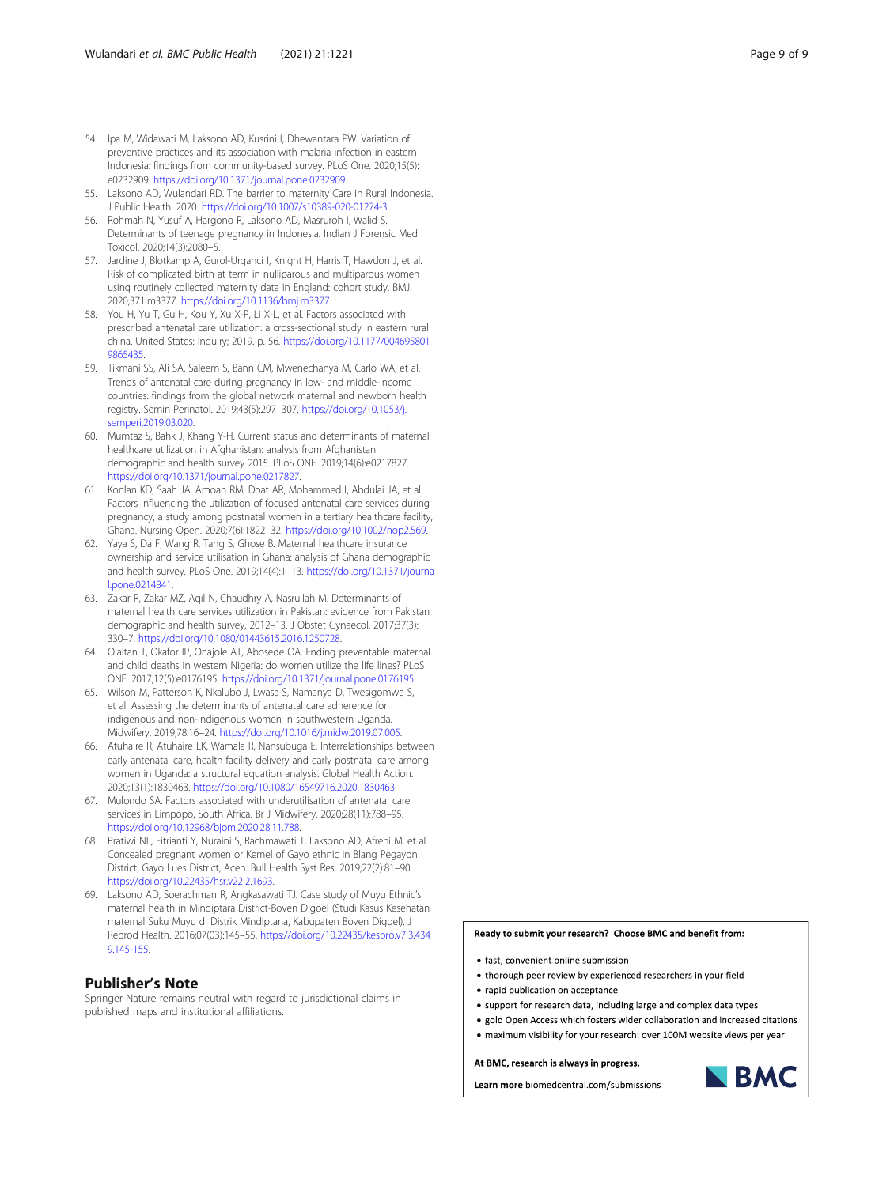54. Ipa M, Widawati M, Laksono AD, Kusrini I, Dhewantara PW. Variation of preventive practices and its association with malaria infection in eastern Indonesia: findings from community-based survey. PLoS One. 2020;15(5): e0232909. https://doi.org/10.1371/journal.pone.0232909.
55. Laksono AD, Wulandari RD. The barrier to maternity Care in Rural Indonesia. J Public Health. 2020. https://doi.org/10.1007/s10389-020-01274-3.
56. Rohmah N, Yusuf A, Hargono R, Laksono AD, Masruroh I, Walid S. Determinants of teenage pregnancy in Indonesia. Indian J Forensic Med Toxicol. 2020;14(3):2080–5.
57. Jardine J, Blotkamp A, Gurol-Urganci I, Knight H, Harris T, Hawdon J, et al. Risk of complicated birth at term in nulliparous and multiparous women using routinely collected maternity data in England: cohort study. BMJ. 2020;371:m3377. https://doi.org/10.1136/bmj.m3377.
58. You H, Yu T, Gu H, Kou Y, Xu X-P, Li X-L, et al. Factors associated with prescribed antenatal care utilization: a cross-sectional study in eastern rural china. United States: Inquiry; 2019. p. 56. https://doi.org/10.1177/0046958019865435.
59. Tikmani SS, Ali SA, Saleem S, Bann CM, Mwenechanya M, Carlo WA, et al. Trends of antenatal care during pregnancy in low- and middle-income countries: findings from the global network maternal and newborn health registry. Semin Perinatol. 2019;43(5):297–307. https://doi.org/10.1053/j.semperi.2019.03.020.
60. Mumtaz S, Bahk J, Khang Y-H. Current status and determinants of maternal healthcare utilization in Afghanistan: analysis from Afghanistan demographic and health survey 2015. PLoS ONE. 2019;14(6):e0217827. https://doi.org/10.1371/journal.pone.0217827.
61. Konlan KD, Saah JA, Amoah RM, Doat AR, Mohammed I, Abdulai JA, et al. Factors influencing the utilization of focused antenatal care services during pregnancy, a study among postnatal women in a tertiary healthcare facility, Ghana. Nursing Open. 2020;7(6):1822–32. https://doi.org/10.1002/nop2.569.
62. Yaya S, Da F, Wang R, Tang S, Ghose B. Maternal healthcare insurance ownership and service utilisation in Ghana: analysis of Ghana demographic and health survey. PLoS One. 2019;14(4):1–13. https://doi.org/10.1371/journal.pone.0214841.
63. Zakar R, Zakar MZ, Aqil N, Chaudhry A, Nasrullah M. Determinants of maternal health care services utilization in Pakistan: evidence from Pakistan demographic and health survey, 2012–13. J Obstet Gynaecol. 2017;37(3): 330–7. https://doi.org/10.1080/01443615.2016.1250728.
64. Olaitan T, Okafor IP, Onajole AT, Abosede OA. Ending preventable maternal and child deaths in western Nigeria: do women utilize the life lines? PLoS ONE. 2017;12(5):e0176195. https://doi.org/10.1371/journal.pone.0176195.
65. Wilson M, Patterson K, Nkalubo J, Lwasa S, Namanya D, Twesigomwe S, et al. Assessing the determinants of antenatal care adherence for indigenous and non-indigenous women in southwestern Uganda. Midwifery. 2019;78:16–24. https://doi.org/10.1016/j.midw.2019.07.005.
66. Atuhaire R, Atuhaire LK, Wamala R, Nansubuga E. Interrelationships between early antenatal care, health facility delivery and early postnatal care among women in Uganda: a structural equation analysis. Global Health Action. 2020;13(1):1830463. https://doi.org/10.1080/16549716.2020.1830463.
67. Mulondo SA. Factors associated with underutilisation of antenatal care services in Limpopo, South Africa. Br J Midwifery. 2020;28(11):788–95. https://doi.org/10.12968/bjom.2020.28.11.788.
68. Pratiwi NL, Fitrianti Y, Nuraini S, Rachmawati T, Laksono AD, Afreni M, et al. Concealed pregnant women or Kemel of Gayo ethnic in Blang Pegayon District, Gayo Lues District, Aceh. Bull Health Syst Res. 2019;22(2):81–90. https://doi.org/10.22435/hsr.v22i2.1693.
69. Laksono AD, Soerachman R, Angkasawati TJ. Case study of Muyu Ethnic's maternal health in Mindiptara District-Boven Digoel (Studi Kasus Kesehatan maternal Suku Muyu di Distrik Mindiptana, Kabupaten Boven Digoel). J Reprod Health. 2016;07(03):145–55. https://doi.org/10.22435/kespro.v7i3.4349.145-155.

## Publisher's Note

Springer Nature remains neutral with regard to jurisdictional claims in published maps and institutional affiliations.

**Ready to submit your research? Choose BMC and benefit from:**

- fast, convenient online submission
- thorough peer review by experienced researchers in your field
- rapid publication on acceptance
- support for research data, including large and complex data types
- gold Open Access which fosters wider collaboration and increased citations
- maximum visibility for your research: over 100M website views per year

**At BMC, research is always in progress.**

**Learn more** biomedcentral.com/submissions

BMC